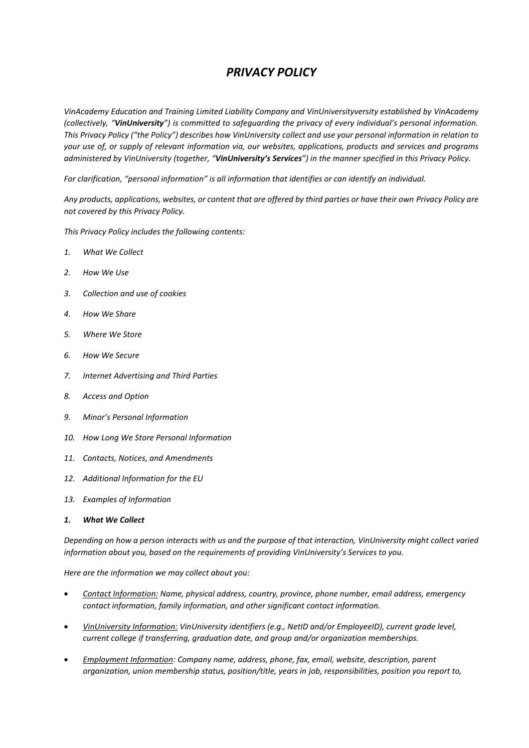# *PRIVACY POLICY*

*VinAcademy Education and Training Limited Liability Company and VinUniversityversity established by VinAcademy (collectively, "**VinUniversity**") is committed to safeguarding the privacy of every individual's personal information. This Privacy Policy ("the Policy") describes how VinUniversity collect and use your personal information in relation to your use of, or supply of relevant information via, our websites, applications, products and services and programs administered by VinUniversity (together, "**VinUniversity's Services**") in the manner specified in this Privacy Policy.*

*For clarification, "personal information" is all information that identifies or can identify an individual.*

*Any products, applications, websites, or content that are offered by third parties or have their own Privacy Policy are not covered by this Privacy Policy.*

*This Privacy Policy includes the following contents:*

1. *What We Collect*
2. *How We Use*
3. *Collection and use of cookies*
4. *How We Share*
5. *Where We Store*
6. *How We Secure*
7. *Internet Advertising and Third Parties*
8. *Access and Option*
9. *Minor's Personal Information*
10. *How Long We Store Personal Information*
11. *Contacts, Notices, and Amendments*
12. *Additional Information for the EU*
13. *Examples of Information*

## *1. What We Collect*

*Depending on how a person interacts with us and the purpose of that interaction, VinUniversity might collect varied information about you, based on the requirements of providing VinUniversity's Services to you.*

*Here are the information we may collect about you:*

- *Contact Information: Name, physical address, country, province, phone number, email address, emergency contact information, family information, and other significant contact information.*
- *VinUniversity Information: VinUniversity identifiers (e.g., NetID and/or EmployeeID), current grade level, current college if transferring, graduation date, and group and/or organization memberships.*
- *Employment Information: Company name, address, phone, fax, email, website, description, parent organization, union membership status, position/title, years in job, responsibilities, position you report to,*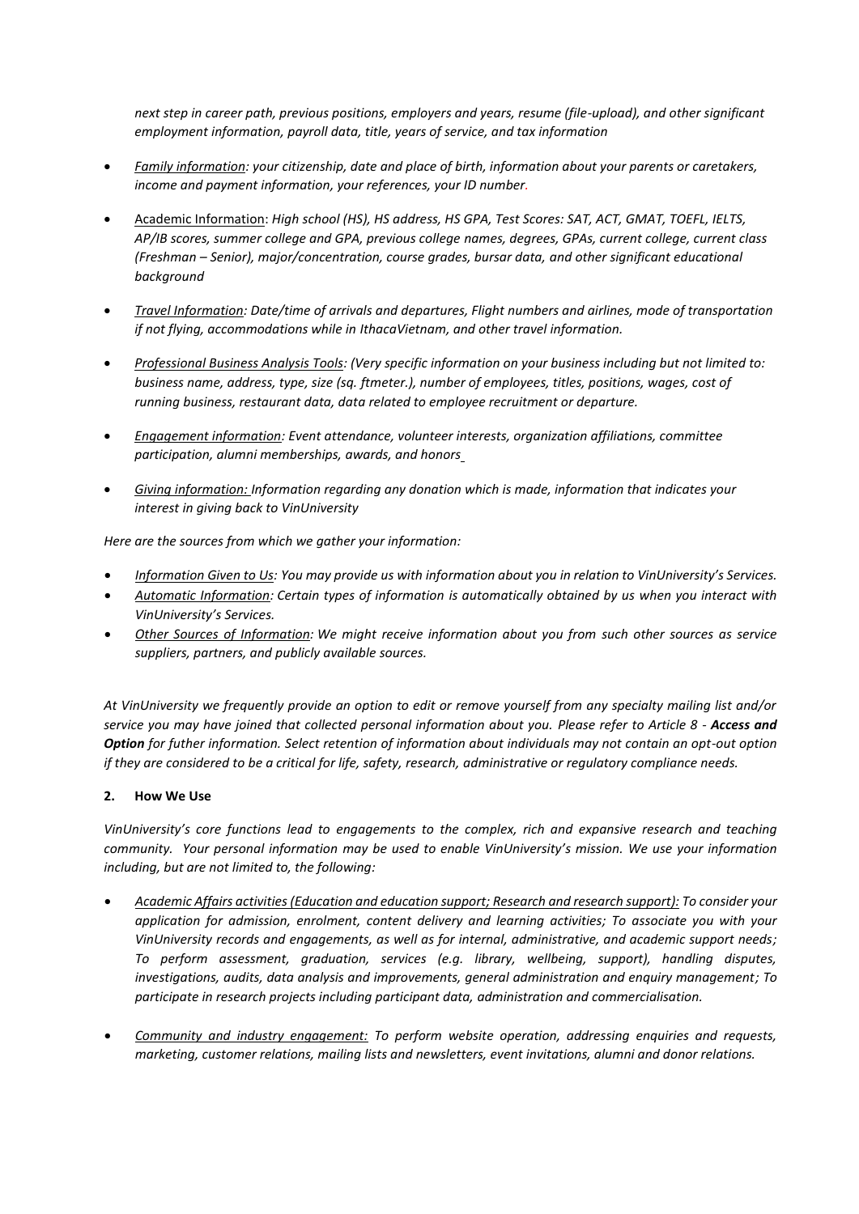*next step in career path, previous positions, employers and years, resume (file-upload), and other significant employment information, payroll data, title, years of service, and tax information*

- *Family information: your citizenship, date and place of birth, information about your parents or caretakers, income and payment information, your references, your ID number.*

- Academic Information: *High school (HS), HS address, HS GPA, Test Scores: SAT, ACT, GMAT, TOEFL, IELTS, AP/IB scores, summer college and GPA, previous college names, degrees, GPAs, current college, current class (Freshman – Senior), major/concentration, course grades, bursar data, and other significant educational background*

- *Travel Information: Date/time of arrivals and departures, Flight numbers and airlines, mode of transportation if not flying, accommodations while in IthacaVietnam, and other travel information.*

- *Professional Business Analysis Tools: (Very specific information on your business including but not limited to: business name, address, type, size (sq. ftmeter.), number of employees, titles, positions, wages, cost of running business, restaurant data, data related to employee recruitment or departure.*

- *Engagement information: Event attendance, volunteer interests, organization affiliations, committee participation, alumni memberships, awards, and honors*

- *Giving information: Information regarding any donation which is made, information that indicates your interest in giving back to VinUniversity*

*Here are the sources from which we gather your information:*

- *Information Given to Us: You may provide us with information about you in relation to VinUniversity's Services.*
- *Automatic Information: Certain types of information is automatically obtained by us when you interact with VinUniversity's Services.*
- *Other Sources of Information: We might receive information about you from such other sources as service suppliers, partners, and publicly available sources.*

*At VinUniversity we frequently provide an option to edit or remove yourself from any specialty mailing list and/or service you may have joined that collected personal information about you. Please refer to Article 8 - **Access and Option** for futher information. Select retention of information about individuals may not contain an opt-out option if they are considered to be a critical for life, safety, research, administrative or regulatory compliance needs.*

**2. How We Use**

*VinUniversity's core functions lead to engagements to the complex, rich and expansive research and teaching community. Your personal information may be used to enable VinUniversity's mission. We use your information including, but are not limited to, the following:*

- *Academic Affairs activities (Education and education support; Research and research support): To consider your application for admission, enrolment, content delivery and learning activities; To associate you with your VinUniversity records and engagements, as well as for internal, administrative, and academic support needs; To perform assessment, graduation, services (e.g. library, wellbeing, support), handling disputes, investigations, audits, data analysis and improvements, general administration and enquiry management; To participate in research projects including participant data, administration and commercialisation.*

- *Community and industry engagement: To perform website operation, addressing enquiries and requests, marketing, customer relations, mailing lists and newsletters, event invitations, alumni and donor relations.*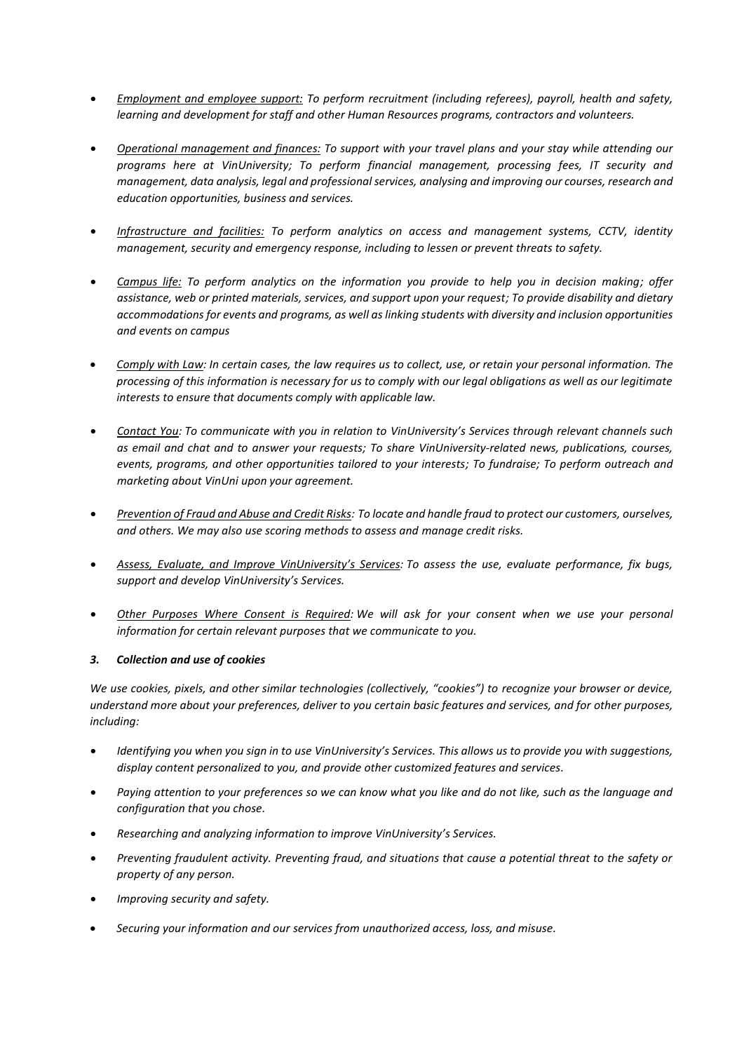- *<u>Employment and employee support:</u> To perform recruitment (including referees), payroll, health and safety, learning and development for staff and other Human Resources programs, contractors and volunteers.*

- *<u>Operational management and finances:</u> To support with your travel plans and your stay while attending our programs here at VinUniversity; To perform financial management, processing fees, IT security and management, data analysis, legal and professional services, analysing and improving our courses, research and education opportunities, business and services.*

- *<u>Infrastructure and facilities:</u> To perform analytics on access and management systems, CCTV, identity management, security and emergency response, including to lessen or prevent threats to safety.*

- *<u>Campus life:</u> To perform analytics on the information you provide to help you in decision making; offer assistance, web or printed materials, services, and support upon your request; To provide disability and dietary accommodations for events and programs, as well as linking students with diversity and inclusion opportunities and events on campus*

- *<u>Comply with Law</u>: In certain cases, the law requires us to collect, use, or retain your personal information. The processing of this information is necessary for us to comply with our legal obligations as well as our legitimate interests to ensure that documents comply with applicable law.*

- *<u>Contact You</u>: To communicate with you in relation to VinUniversity's Services through relevant channels such as email and chat and to answer your requests; To share VinUniversity-related news, publications, courses, events, programs, and other opportunities tailored to your interests; To fundraise; To perform outreach and marketing about VinUni upon your agreement.*

- *<u>Prevention of Fraud and Abuse and Credit Risks</u>: To locate and handle fraud to protect our customers, ourselves, and others. We may also use scoring methods to assess and manage credit risks.*

- *<u>Assess, Evaluate, and Improve VinUniversity's Services</u>: To assess the use, evaluate performance, fix bugs, support and develop VinUniversity's Services.*

- *<u>Other Purposes Where Consent is Required</u>: We will ask for your consent when we use your personal information for certain relevant purposes that we communicate to you.*

### *3. Collection and use of cookies*

*We use cookies, pixels, and other similar technologies (collectively, "cookies") to recognize your browser or device, understand more about your preferences, deliver to you certain basic features and services, and for other purposes, including:*

- *Identifying you when you sign in to use VinUniversity's Services. This allows us to provide you with suggestions, display content personalized to you, and provide other customized features and services.*
- *Paying attention to your preferences so we can know what you like and do not like, such as the language and configuration that you chose.*
- *Researching and analyzing information to improve VinUniversity's Services.*
- *Preventing fraudulent activity. Preventing fraud, and situations that cause a potential threat to the safety or property of any person.*
- *Improving security and safety.*
- *Securing your information and our services from unauthorized access, loss, and misuse.*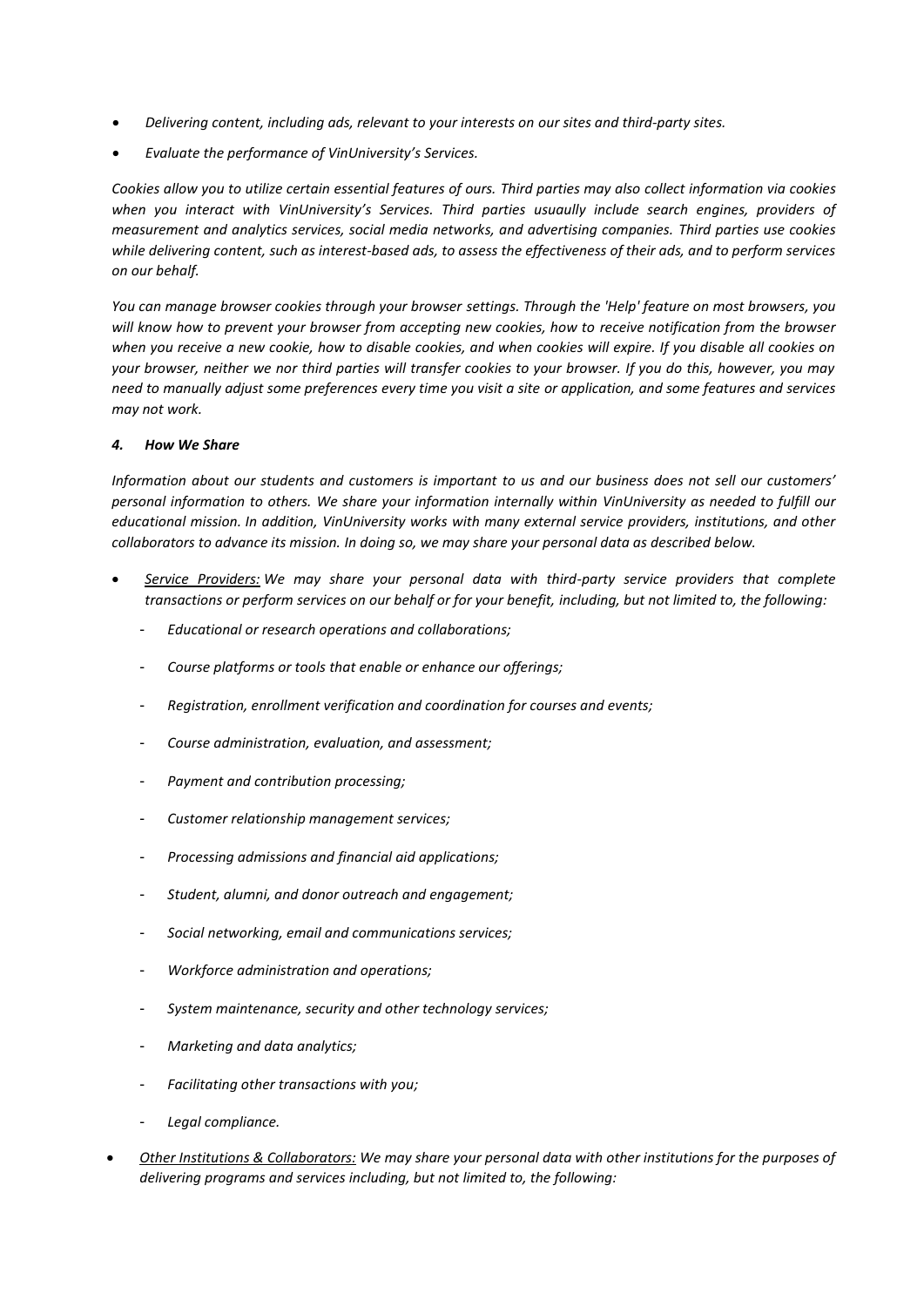- *Delivering content, including ads, relevant to your interests on our sites and third-party sites.*
- *Evaluate the performance of VinUniversity's Services.*

*Cookies allow you to utilize certain essential features of ours. Third parties may also collect information via cookies when you interact with VinUniversity's Services. Third parties usuaully include search engines, providers of measurement and analytics services, social media networks, and advertising companies. Third parties use cookies while delivering content, such as interest-based ads, to assess the effectiveness of their ads, and to perform services on our behalf.*

*You can manage browser cookies through your browser settings. Through the 'Help' feature on most browsers, you will know how to prevent your browser from accepting new cookies, how to receive notification from the browser when you receive a new cookie, how to disable cookies, and when cookies will expire. If you disable all cookies on your browser, neither we nor third parties will transfer cookies to your browser. If you do this, however, you may need to manually adjust some preferences every time you visit a site or application, and some features and services may not work.*

### *4. How We Share*

*Information about our students and customers is important to us and our business does not sell our customers' personal information to others. We share your information internally within VinUniversity as needed to fulfill our educational mission. In addition, VinUniversity works with many external service providers, institutions, and other collaborators to advance its mission. In doing so, we may share your personal data as described below.*

- *<u>Service Providers:</u> We may share your personal data with third-party service providers that complete transactions or perform services on our behalf or for your benefit, including, but not limited to, the following:*
  - *Educational or research operations and collaborations;*
  - *Course platforms or tools that enable or enhance our offerings;*
  - *Registration, enrollment verification and coordination for courses and events;*
  - *Course administration, evaluation, and assessment;*
  - *Payment and contribution processing;*
  - *Customer relationship management services;*
  - *Processing admissions and financial aid applications;*
  - *Student, alumni, and donor outreach and engagement;*
  - *Social networking, email and communications services;*
  - *Workforce administration and operations;*
  - *System maintenance, security and other technology services;*
  - *Marketing and data analytics;*
  - *Facilitating other transactions with you;*
  - *Legal compliance.*
- *<u>Other Institutions & Collaborators:</u> We may share your personal data with other institutions for the purposes of delivering programs and services including, but not limited to, the following:*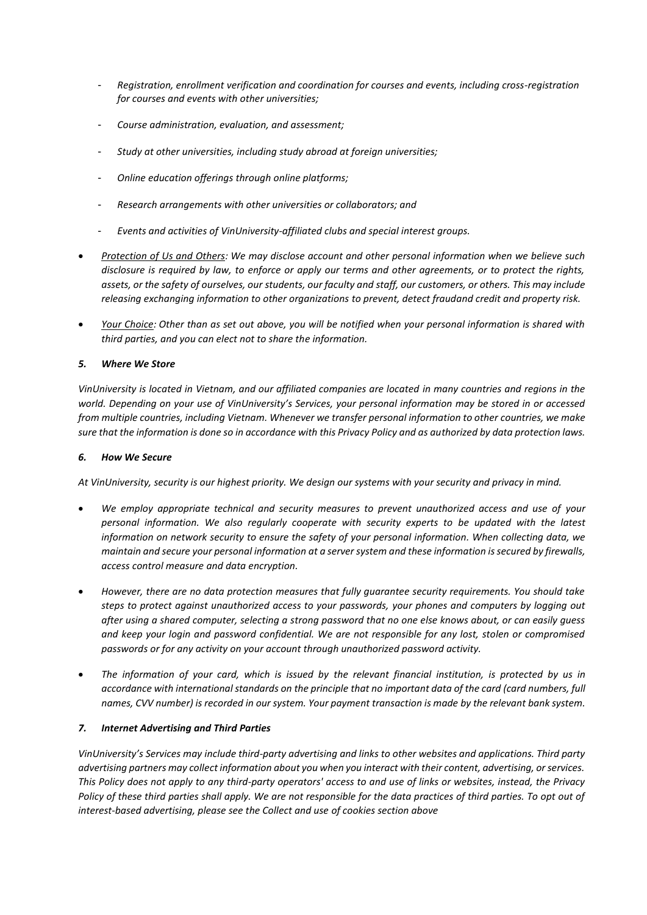- *Registration, enrollment verification and coordination for courses and events, including cross-registration for courses and events with other universities;*
  - *Course administration, evaluation, and assessment;*
  - *Study at other universities, including study abroad at foreign universities;*
  - *Online education offerings through online platforms;*
  - *Research arrangements with other universities or collaborators; and*
  - *Events and activities of VinUniversity-affiliated clubs and special interest groups.*

- *Protection of Us and Others: We may disclose account and other personal information when we believe such disclosure is required by law, to enforce or apply our terms and other agreements, or to protect the rights, assets, or the safety of ourselves, our students, our faculty and staff, our customers, or others. This may include releasing exchanging information to other organizations to prevent, detect fraudand credit and property risk.*
- *Your Choice: Other than as set out above, you will be notified when your personal information is shared with third parties, and you can elect not to share the information.*

### *5. Where We Store*

*VinUniversity is located in Vietnam, and our affiliated companies are located in many countries and regions in the world. Depending on your use of VinUniversity's Services, your personal information may be stored in or accessed from multiple countries, including Vietnam. Whenever we transfer personal information to other countries, we make sure that the information is done so in accordance with this Privacy Policy and as authorized by data protection laws.*

### *6. How We Secure*

*At VinUniversity, security is our highest priority. We design our systems with your security and privacy in mind.*

- *We employ appropriate technical and security measures to prevent unauthorized access and use of your personal information. We also regularly cooperate with security experts to be updated with the latest information on network security to ensure the safety of your personal information. When collecting data, we maintain and secure your personal information at a server system and these information is secured by firewalls, access control measure and data encryption.*
- *However, there are no data protection measures that fully guarantee security requirements. You should take steps to protect against unauthorized access to your passwords, your phones and computers by logging out after using a shared computer, selecting a strong password that no one else knows about, or can easily guess and keep your login and password confidential. We are not responsible for any lost, stolen or compromised passwords or for any activity on your account through unauthorized password activity.*
- *The information of your card, which is issued by the relevant financial institution, is protected by us in accordance with international standards on the principle that no important data of the card (card numbers, full names, CVV number) is recorded in our system. Your payment transaction is made by the relevant bank system.*

### *7. Internet Advertising and Third Parties*

*VinUniversity's Services may include third-party advertising and links to other websites and applications. Third party advertising partners may collect information about you when you interact with their content, advertising, or services. This Policy does not apply to any third-party operators' access to and use of links or websites, instead, the Privacy Policy of these third parties shall apply. We are not responsible for the data practices of third parties. To opt out of interest-based advertising, please see the Collect and use of cookies section above*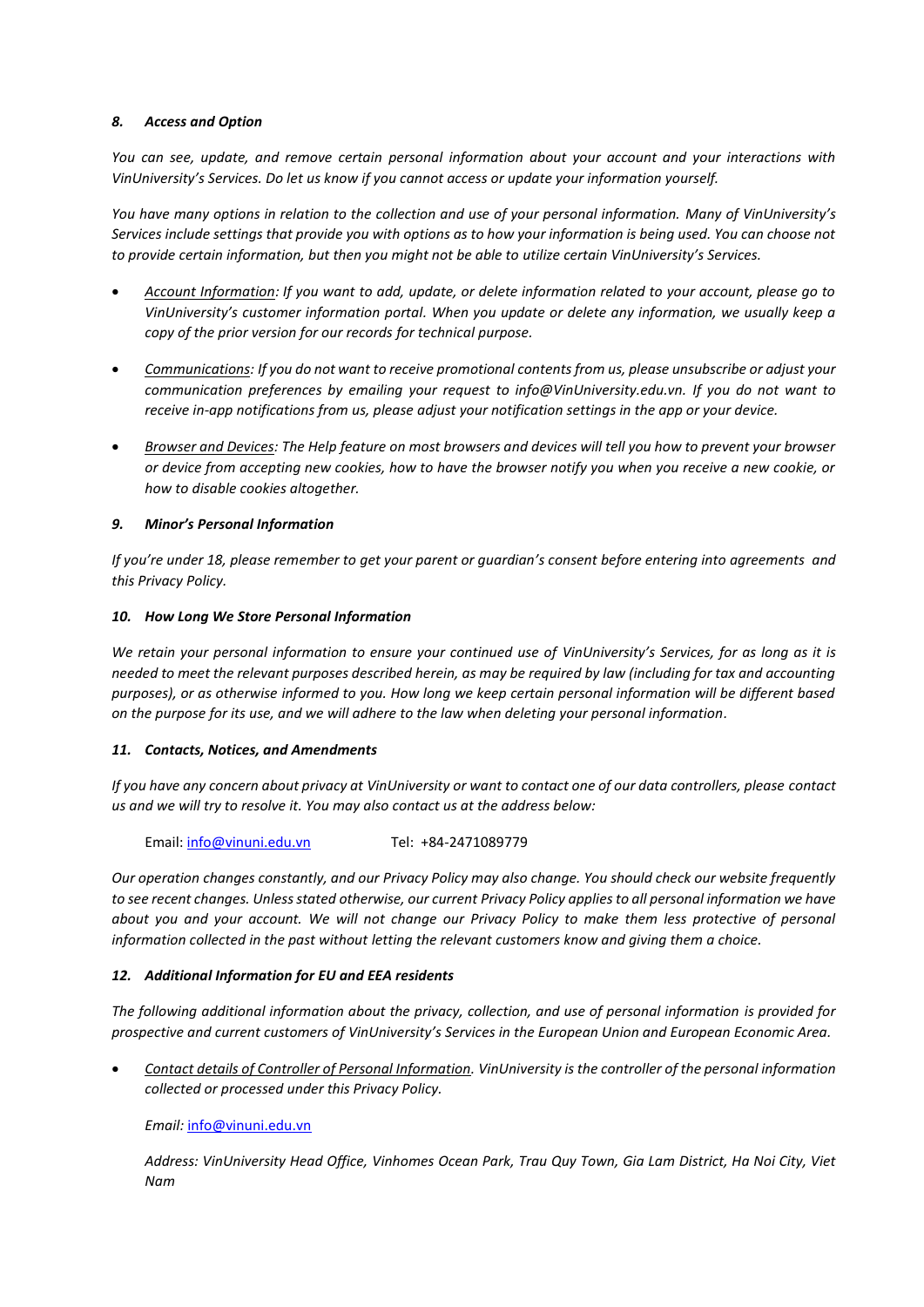### *8. Access and Option*

*You can see, update, and remove certain personal information about your account and your interactions with VinUniversity's Services. Do let us know if you cannot access or update your information yourself.*

*You have many options in relation to the collection and use of your personal information. Many of VinUniversity's Services include settings that provide you with options as to how your information is being used. You can choose not to provide certain information, but then you might not be able to utilize certain VinUniversity's Services.*

- *Account Information: If you want to add, update, or delete information related to your account, please go to VinUniversity's customer information portal. When you update or delete any information, we usually keep a copy of the prior version for our records for technical purpose.*
- *Communications: If you do not want to receive promotional contents from us, please unsubscribe or adjust your communication preferences by emailing your request to info@VinUniversity.edu.vn. If you do not want to receive in-app notifications from us, please adjust your notification settings in the app or your device.*
- *Browser and Devices: The Help feature on most browsers and devices will tell you how to prevent your browser or device from accepting new cookies, how to have the browser notify you when you receive a new cookie, or how to disable cookies altogether.*

### *9. Minor's Personal Information*

*If you're under 18, please remember to get your parent or guardian's consent before entering into agreements and this Privacy Policy.*

### *10. How Long We Store Personal Information*

*We retain your personal information to ensure your continued use of VinUniversity's Services, for as long as it is needed to meet the relevant purposes described herein, as may be required by law (including for tax and accounting purposes), or as otherwise informed to you. How long we keep certain personal information will be different based on the purpose for its use, and we will adhere to the law when deleting your personal information.*

### *11. Contacts, Notices, and Amendments*

*If you have any concern about privacy at VinUniversity or want to contact one of our data controllers, please contact us and we will try to resolve it. You may also contact us at the address below:*

Email: info@vinuni.edu.vn    Tel: +84-2471089779

*Our operation changes constantly, and our Privacy Policy may also change. You should check our website frequently to see recent changes. Unless stated otherwise, our current Privacy Policy applies to all personal information we have about you and your account. We will not change our Privacy Policy to make them less protective of personal information collected in the past without letting the relevant customers know and giving them a choice.*

### *12. Additional Information for EU and EEA residents*

*The following additional information about the privacy, collection, and use of personal information is provided for prospective and current customers of VinUniversity's Services in the European Union and European Economic Area.*

- *Contact details of Controller of Personal Information. VinUniversity is the controller of the personal information collected or processed under this Privacy Policy.*

  *Email:* info@vinuni.edu.vn

  *Address: VinUniversity Head Office, Vinhomes Ocean Park, Trau Quy Town, Gia Lam District, Ha Noi City, Viet Nam*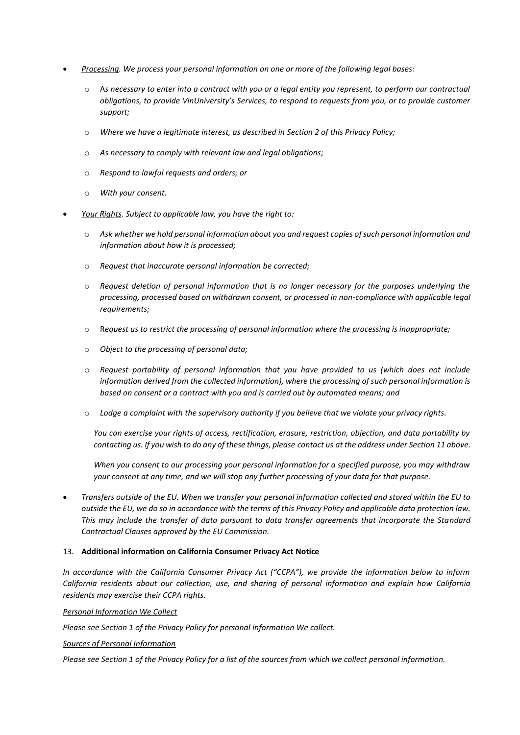- *Processing. We process your personal information on one or more of the following legal bases:*
  - A*s necessary to enter into a contract with you or a legal entity you represent, to perform our contractual obligations, to provide VinUniversity's Services, to respond to requests from you, or to provide customer support;*
  - *Where we have a legitimate interest, as described in Section 2 of this Privacy Policy;*
  - *As necessary to comply with relevant law and legal obligations;*
  - *Respond to lawful requests and orders; or*
  - *With your consent.*
- *Your Rights. Subject to applicable law, you have the right to:*
  - *Ask whether we hold personal information about you and request copies of such personal information and information about how it is processed;*
  - *Request that inaccurate personal information be corrected;*
  - *Request deletion of personal information that is no longer necessary for the purposes underlying the processing, processed based on withdrawn consent, or processed in non-compliance with applicable legal requirements;*
  - R*equest us to restrict the processing of personal information where the processing is inappropriate;*
  - *Object to the processing of personal data;*
  - *Request portability of personal information that you have provided to us (which does not include information derived from the collected information), where the processing of such personal information is based on consent or a contract with you and is carried out by automated means; and*
  - *Lodge a complaint with the supervisory authority if you believe that we violate your privacy rights.*

  *You can exercise your rights of access, rectification, erasure, restriction, objection, and data portability by contacting us. If you wish to do any of these things, please contact us at the address under Section 11 above.*

  *When you consent to our processing your personal information for a specified purpose, you may withdraw your consent at any time, and we will stop any further processing of your data for that purpose.*

- *Transfers outside of the EU. When we transfer your personal information collected and stored within the EU to outside the EU, we do so in accordance with the terms of this Privacy Policy and applicable data protection law. This may include the transfer of data pursuant to data transfer agreements that incorporate the Standard Contractual Clauses approved by the EU Commission.*

13. **Additional information on California Consumer Privacy Act Notice**

*In accordance with the California Consumer Privacy Act ("CCPA"), we provide the information below to inform California residents about our collection, use, and sharing of personal information and explain how California residents may exercise their CCPA rights.*

*Personal Information We Collect*

*Please see Section 1 of the Privacy Policy for personal information We collect.*

*Sources of Personal Information*

*Please see Section 1 of the Privacy Policy for a list of the sources from which we collect personal information.*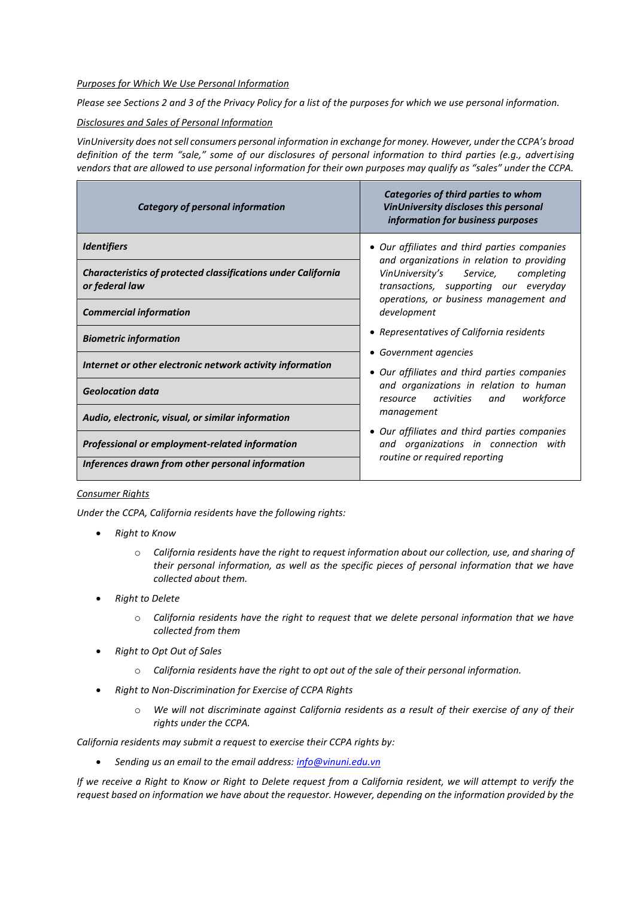*Purposes for Which We Use Personal Information*

*Please see Sections 2 and 3 of the Privacy Policy for a list of the purposes for which we use personal information.*

*Disclosures and Sales of Personal Information*

*VinUniversity does not sell consumers personal information in exchange for money. However, under the CCPA's broad definition of the term "sale," some of our disclosures of personal information to third parties (e.g., advertising vendors that are allowed to use personal information for their own purposes may qualify as "sales" under the CCPA.*

| ***Category of personal information*** | ***Categories of third parties to whom VinUniversity discloses this personal information for business purposes*** |
|---|---|
| ***Identifiers*** | • *Our affiliates and third parties companies and organizations in relation to providing VinUniversity's Service, completing transactions, supporting our everyday operations, or business management and development*<br>• *Representatives of California residents*<br>• *Government agencies*<br>• *Our affiliates and third parties companies and organizations in relation to human resource activities and workforce management*<br>• *Our affiliates and third parties companies and organizations in connection with routine or required reporting* |
| ***Characteristics of protected classifications under California or federal law*** | |
| ***Commercial information*** | |
| ***Biometric information*** | |
| ***Internet or other electronic network activity information*** | |
| ***Geolocation data*** | |
| ***Audio, electronic, visual, or similar information*** | |
| ***Professional or employment-related information*** | |
| ***Inferences drawn from other personal information*** | |

*Consumer Rights*

*Under the CCPA, California residents have the following rights:*

- *Right to Know*
  - *California residents have the right to request information about our collection, use, and sharing of their personal information, as well as the specific pieces of personal information that we have collected about them.*
- *Right to Delete*
  - *California residents have the right to request that we delete personal information that we have collected from them*
- *Right to Opt Out of Sales*
  - *California residents have the right to opt out of the sale of their personal information.*
- *Right to Non-Discrimination for Exercise of CCPA Rights*
  - *We will not discriminate against California residents as a result of their exercise of any of their rights under the CCPA.*

*California residents may submit a request to exercise their CCPA rights by:*

- *Sending us an email to the email address: [info@vinuni.edu.vn](mailto:info@vinuni.edu.vn)*

*If we receive a Right to Know or Right to Delete request from a California resident, we will attempt to verify the request based on information we have about the requestor. However, depending on the information provided by the*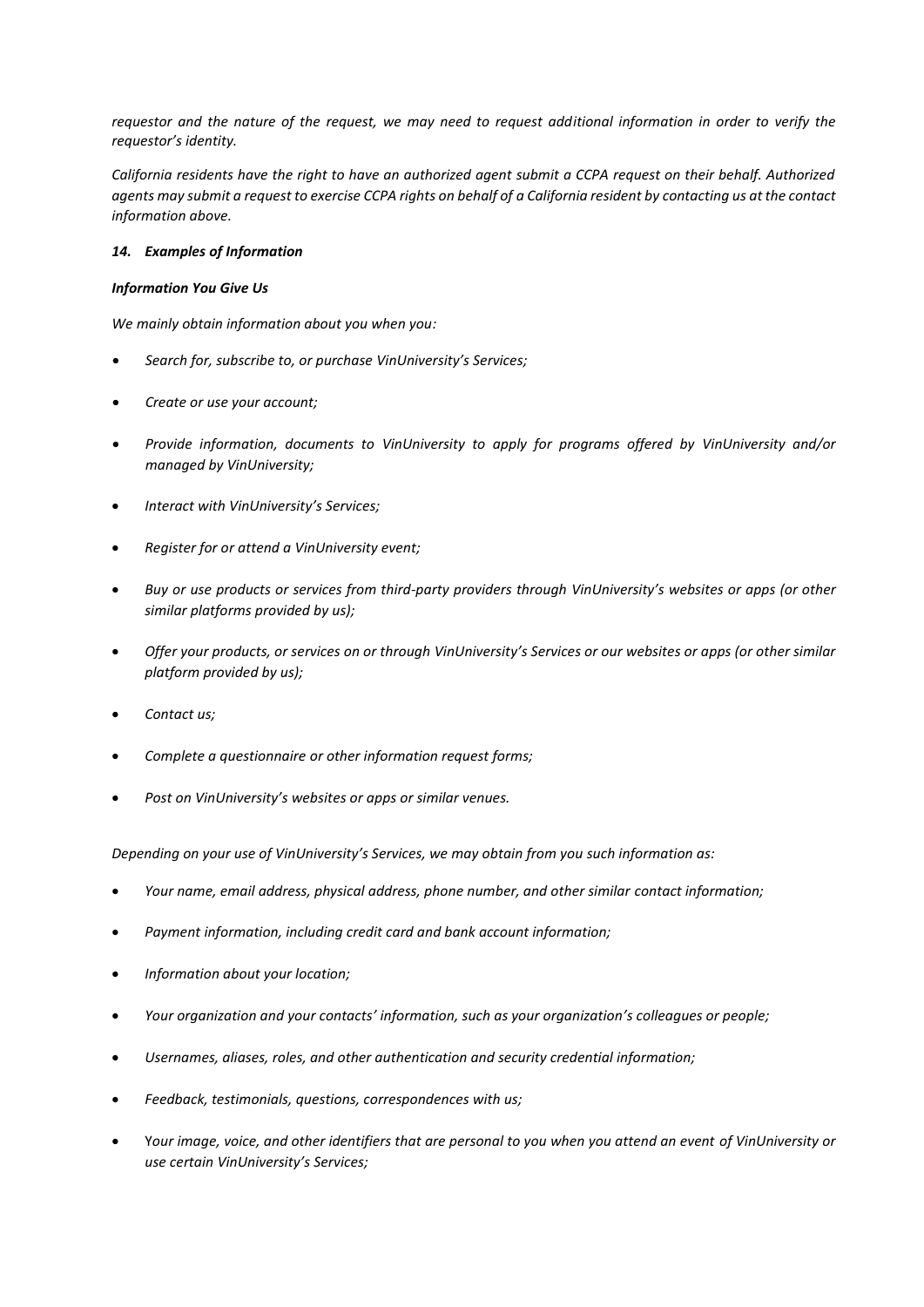*requestor and the nature of the request, we may need to request additional information in order to verify the requestor's identity.*

*California residents have the right to have an authorized agent submit a CCPA request on their behalf. Authorized agents may submit a request to exercise CCPA rights on behalf of a California resident by contacting us at the contact information above.*

***14. Examples of Information***

***Information You Give Us***

*We mainly obtain information about you when you:*

- *Search for, subscribe to, or purchase VinUniversity's Services;*
- *Create or use your account;*
- *Provide information, documents to VinUniversity to apply for programs offered by VinUniversity and/or managed by VinUniversity;*
- *Interact with VinUniversity's Services;*
- *Register for or attend a VinUniversity event;*
- *Buy or use products or services from third-party providers through VinUniversity's websites or apps (or other similar platforms provided by us);*
- *Offer your products, or services on or through VinUniversity's Services or our websites or apps (or other similar platform provided by us);*
- *Contact us;*
- *Complete a questionnaire or other information request forms;*
- *Post on VinUniversity's websites or apps or similar venues.*

*Depending on your use of VinUniversity's Services, we may obtain from you such information as:*

- *Your name, email address, physical address, phone number, and other similar contact information;*
- *Payment information, including credit card and bank account information;*
- *Information about your location;*
- *Your organization and your contacts' information, such as your organization's colleagues or people;*
- *Usernames, aliases, roles, and other authentication and security credential information;*
- *Feedback, testimonials, questions, correspondences with us;*
- Y*our image, voice, and other identifiers that are personal to you when you attend an event of VinUniversity or use certain VinUniversity's Services;*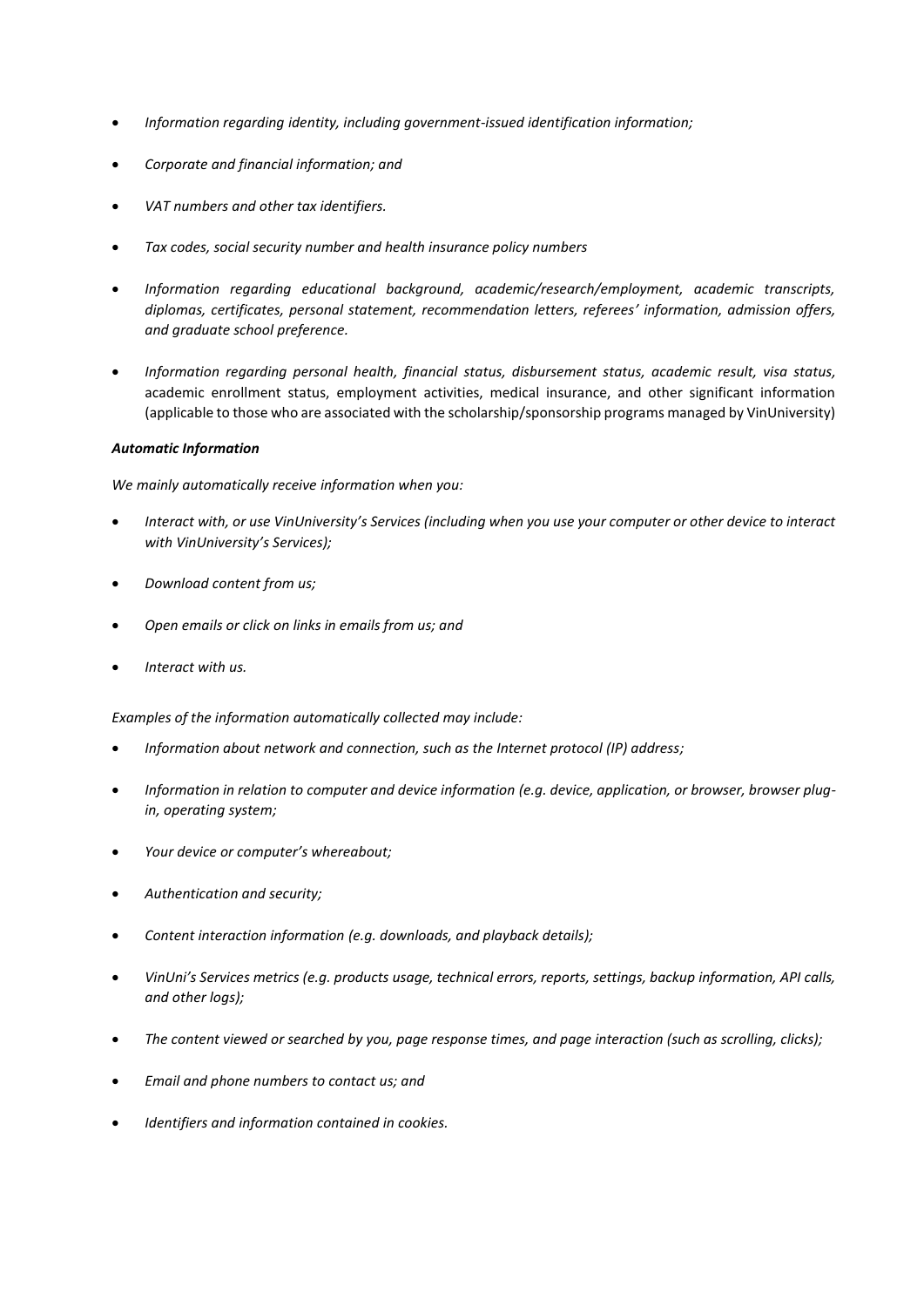- *Information regarding identity, including government-issued identification information;*
- *Corporate and financial information; and*
- *VAT numbers and other tax identifiers.*
- *Tax codes, social security number and health insurance policy numbers*
- *Information regarding educational background, academic/research/employment, academic transcripts, diplomas, certificates, personal statement, recommendation letters, referees' information, admission offers, and graduate school preference.*
- *Information regarding personal health, financial status, disbursement status, academic result, visa status,* academic enrollment status, employment activities, medical insurance, and other significant information (applicable to those who are associated with the scholarship/sponsorship programs managed by VinUniversity)

***Automatic Information***

*We mainly automatically receive information when you:*

- *Interact with, or use VinUniversity's Services (including when you use your computer or other device to interact with VinUniversity's Services);*
- *Download content from us;*
- *Open emails or click on links in emails from us; and*
- *Interact with us.*

*Examples of the information automatically collected may include:*

- *Information about network and connection, such as the Internet protocol (IP) address;*
- *Information in relation to computer and device information (e.g. device, application, or browser, browser plug-in, operating system;*
- *Your device or computer's whereabout;*
- *Authentication and security;*
- *Content interaction information (e.g. downloads, and playback details);*
- *VinUni's Services metrics (e.g. products usage, technical errors, reports, settings, backup information, API calls, and other logs);*
- *The content viewed or searched by you, page response times, and page interaction (such as scrolling, clicks);*
- *Email and phone numbers to contact us; and*
- *Identifiers and information contained in cookies.*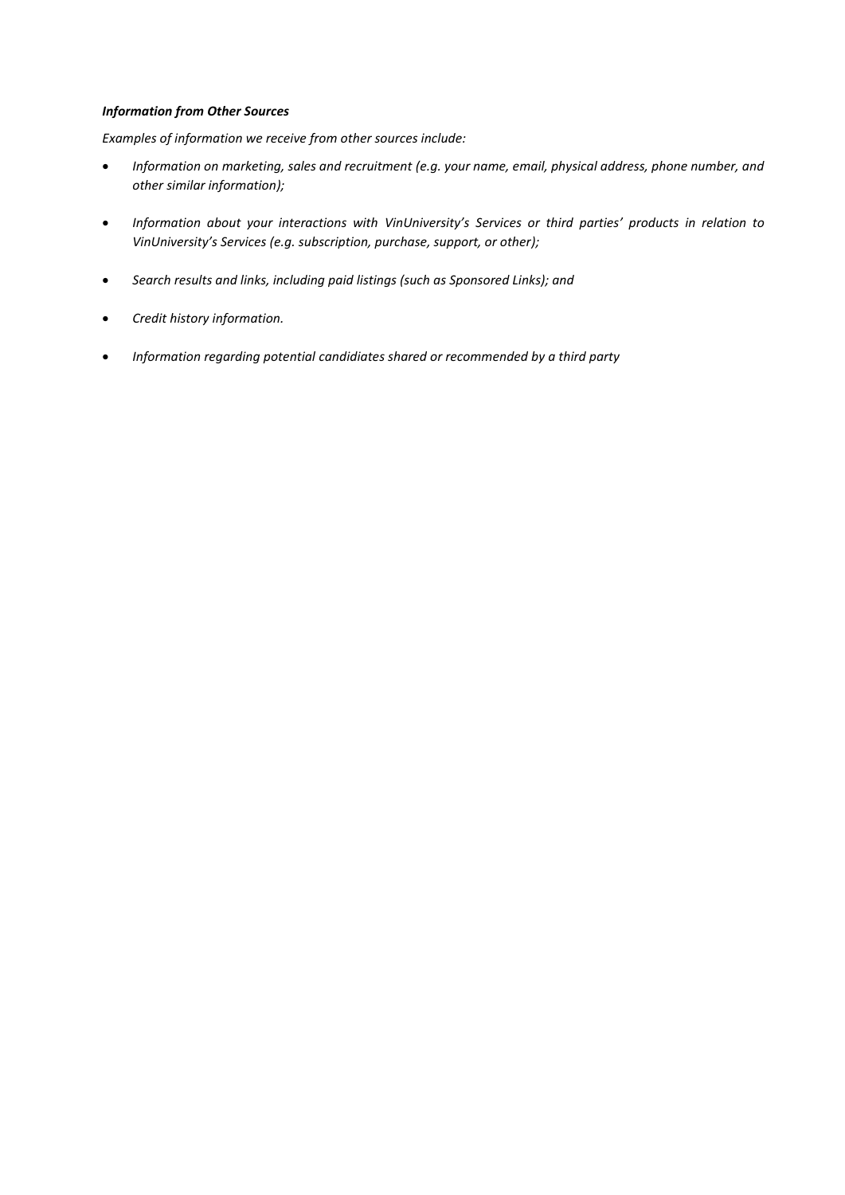***Information from Other Sources***

*Examples of information we receive from other sources include:*

- *Information on marketing, sales and recruitment (e.g. your name, email, physical address, phone number, and other similar information);*
- *Information about your interactions with VinUniversity's Services or third parties' products in relation to VinUniversity's Services (e.g. subscription, purchase, support, or other);*
- *Search results and links, including paid listings (such as Sponsored Links); and*
- *Credit history information.*
- *Information regarding potential candidiates shared or recommended by a third party*